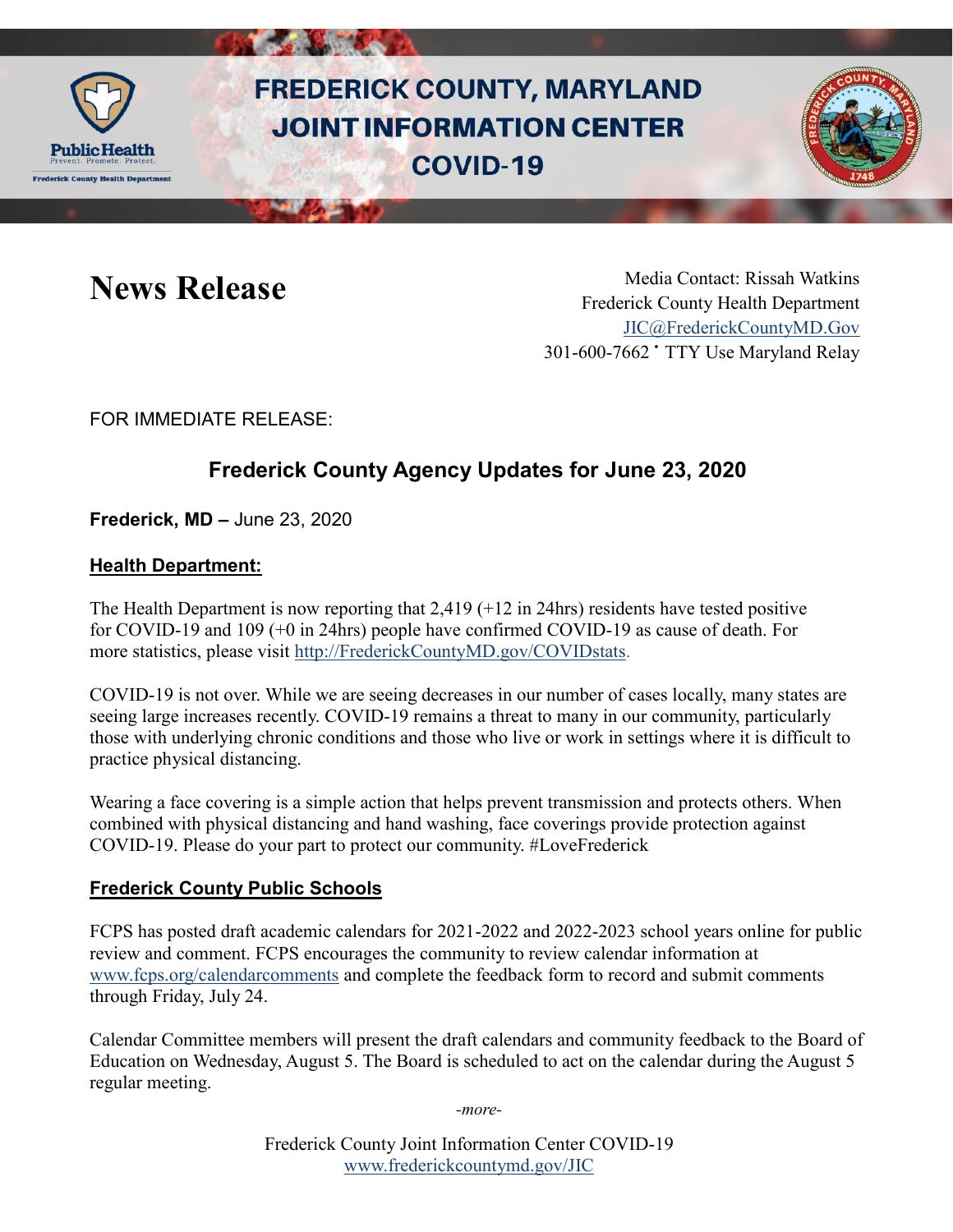# FREDERICK COUNTY, MARYLAND JOINT INFORMATION CENTER COVID-19

## News Release

Media Contact: Rissah Watkins
Frederick County Health Department
JIC@FrederickCountyMD.Gov
301-600-7662 • TTY Use Maryland Relay

FOR IMMEDIATE RELEASE:

## Frederick County Agency Updates for June 23, 2020

**Frederick, MD –** June 23, 2020

### Health Department:

The Health Department is now reporting that 2,419 (+12 in 24hrs) residents have tested positive for COVID-19 and 109 (+0 in 24hrs) people have confirmed COVID-19 as cause of death. For more statistics, please visit http://FrederickCountyMD.gov/COVIDstats.

COVID-19 is not over. While we are seeing decreases in our number of cases locally, many states are seeing large increases recently. COVID-19 remains a threat to many in our community, particularly those with underlying chronic conditions and those who live or work in settings where it is difficult to practice physical distancing.

Wearing a face covering is a simple action that helps prevent transmission and protects others. When combined with physical distancing and hand washing, face coverings provide protection against COVID-19. Please do your part to protect our community. #LoveFrederick

### Frederick County Public Schools

FCPS has posted draft academic calendars for 2021-2022 and 2022-2023 school years online for public review and comment. FCPS encourages the community to review calendar information at www.fcps.org/calendarcomments and complete the feedback form to record and submit comments through Friday, July 24.

Calendar Committee members will present the draft calendars and community feedback to the Board of Education on Wednesday, August 5. The Board is scheduled to act on the calendar during the August 5 regular meeting.

*-more-*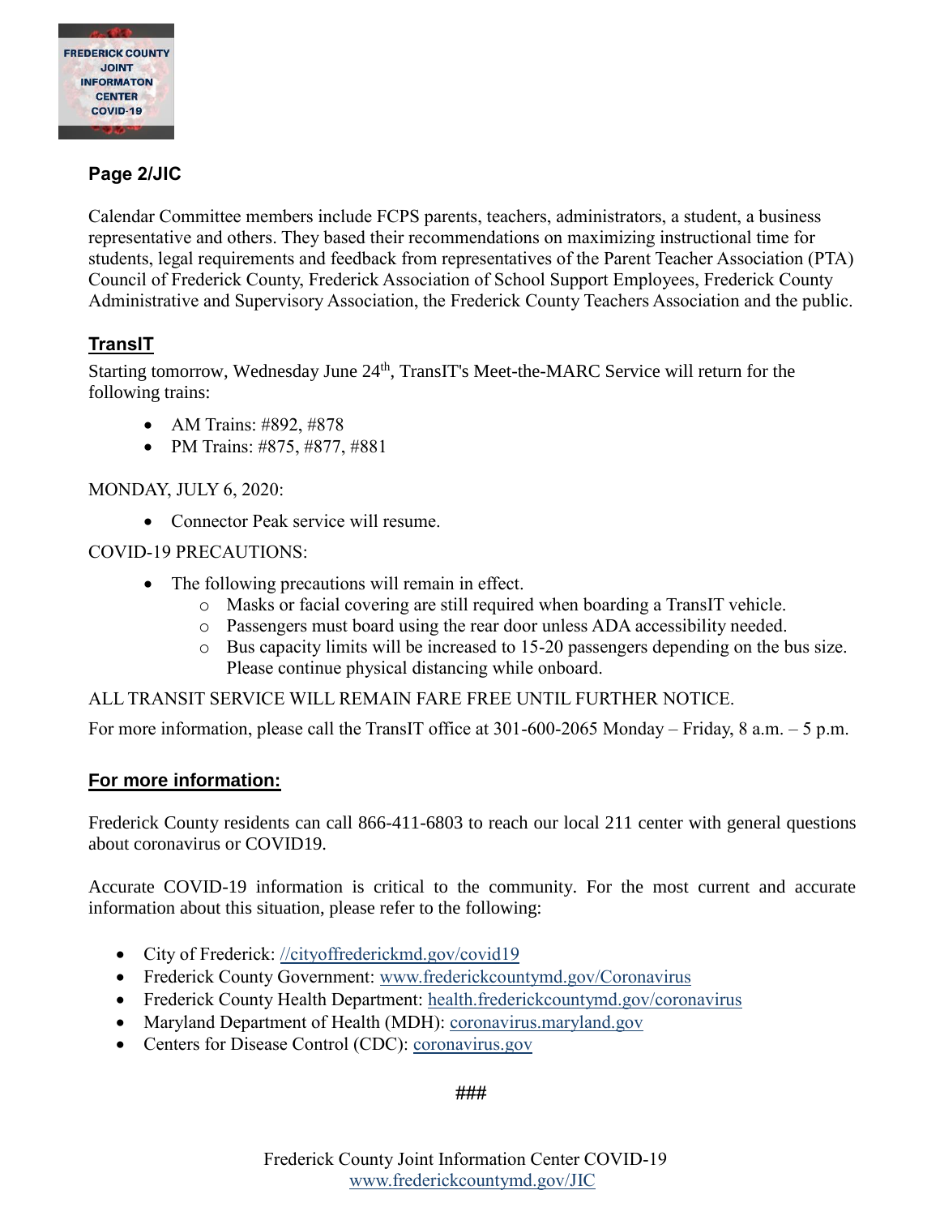**Page 2/JIC**

Calendar Committee members include FCPS parents, teachers, administrators, a student, a business representative and others. They based their recommendations on maximizing instructional time for students, legal requirements and feedback from representatives of the Parent Teacher Association (PTA) Council of Frederick County, Frederick Association of School Support Employees, Frederick County Administrative and Supervisory Association, the Frederick County Teachers Association and the public.

## TransIT

Starting tomorrow, Wednesday June 24th, TransIT's Meet-the-MARC Service will return for the following trains:

- AM Trains: #892, #878
- PM Trains: #875, #877, #881

MONDAY, JULY 6, 2020:

- Connector Peak service will resume.

COVID-19 PRECAUTIONS:

- The following precautions will remain in effect.
  - Masks or facial covering are still required when boarding a TransIT vehicle.
  - Passengers must board using the rear door unless ADA accessibility needed.
  - Bus capacity limits will be increased to 15-20 passengers depending on the bus size. Please continue physical distancing while onboard.

ALL TRANSIT SERVICE WILL REMAIN FARE FREE UNTIL FURTHER NOTICE.

For more information, please call the TransIT office at 301-600-2065 Monday – Friday, 8 a.m. – 5 p.m.

## For more information:

Frederick County residents can call 866-411-6803 to reach our local 211 center with general questions about coronavirus or COVID19.

Accurate COVID-19 information is critical to the community. For the most current and accurate information about this situation, please refer to the following:

- City of Frederick: //cityoffrederickmd.gov/covid19
- Frederick County Government: www.frederickcountymd.gov/Coronavirus
- Frederick County Health Department: health.frederickcountymd.gov/coronavirus
- Maryland Department of Health (MDH): coronavirus.maryland.gov
- Centers for Disease Control (CDC): coronavirus.gov

###

Frederick County Joint Information Center COVID-19
www.frederickcountymd.gov/JIC